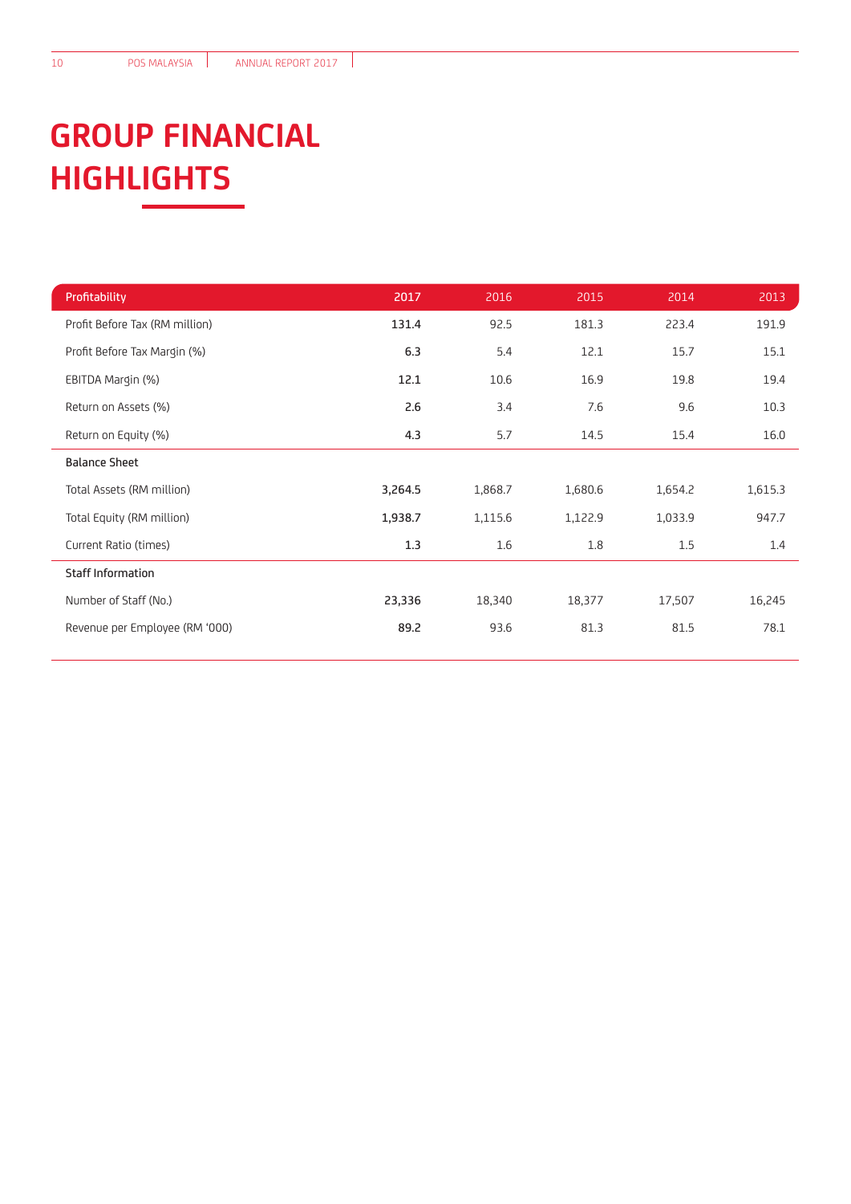# GROUP FINANCIAL HIGHLIGHTS

| Profitability | 2017 | 2016 | 2015 | 2014 | 2013 |
|---|---|---|---|---|---|
| Profit Before Tax (RM million) | **131.4** | 92.5 | 181.3 | 223.4 | 191.9 |
| Profit Before Tax Margin (%) | **6.3** | 5.4 | 12.1 | 15.7 | 15.1 |
| EBITDA Margin (%) | **12.1** | 10.6 | 16.9 | 19.8 | 19.4 |
| Return on Assets (%) | **2.6** | 3.4 | 7.6 | 9.6 | 10.3 |
| Return on Equity (%) | **4.3** | 5.7 | 14.5 | 15.4 | 16.0 |
| **Balance Sheet** | | | | | |
| Total Assets (RM million) | **3,264.5** | 1,868.7 | 1,680.6 | 1,654.2 | 1,615.3 |
| Total Equity (RM million) | **1,938.7** | 1,115.6 | 1,122.9 | 1,033.9 | 947.7 |
| Current Ratio (times) | **1.3** | 1.6 | 1.8 | 1.5 | 1.4 |
| **Staff Information** | | | | | |
| Number of Staff (No.) | **23,336** | 18,340 | 18,377 | 17,507 | 16,245 |
| Revenue per Employee (RM '000) | **89.2** | 93.6 | 81.3 | 81.5 | 78.1 |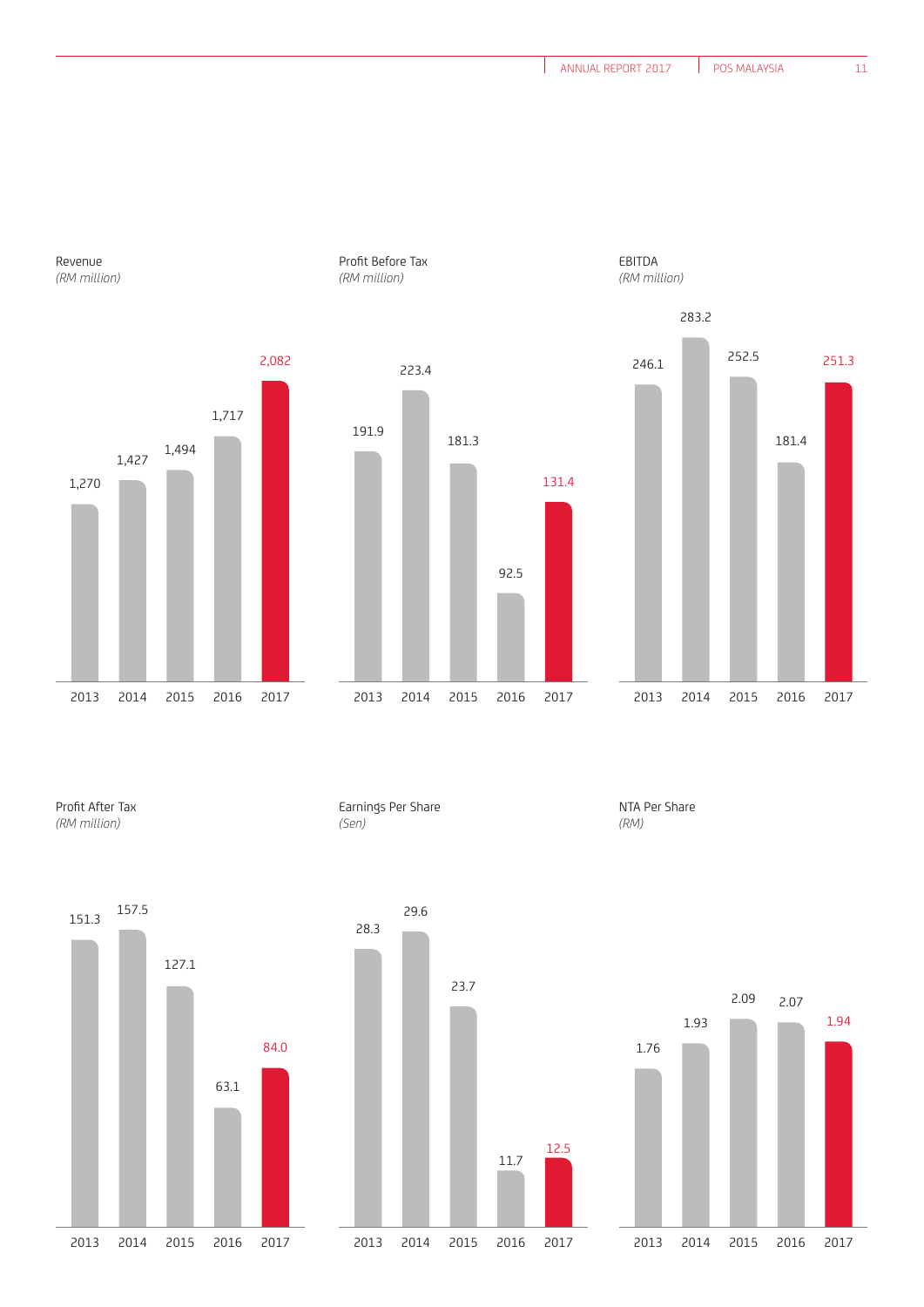Revenue
*(RM million)*

1,270
1,427
1,494
1,717
2,082

2013 2014 2015 2016 2017

Profit Before Tax
*(RM million)*

191.9
223.4
181.3
92.5
131.4

2013 2014 2015 2016 2017

EBITDA
*(RM million)*

246.1
283.2
252.5
181.4
251.3

2013 2014 2015 2016 2017

Profit After Tax
*(RM million)*

151.3
157.5
127.1
63.1
84.0

2013 2014 2015 2016 2017

Earnings Per Share
*(Sen)*

28.3
29.6
23.7
11.7
12.5

2013 2014 2015 2016 2017

NTA Per Share
*(RM)*

1.76
1.93
2.09
2.07
1.94

2013 2014 2015 2016 2017